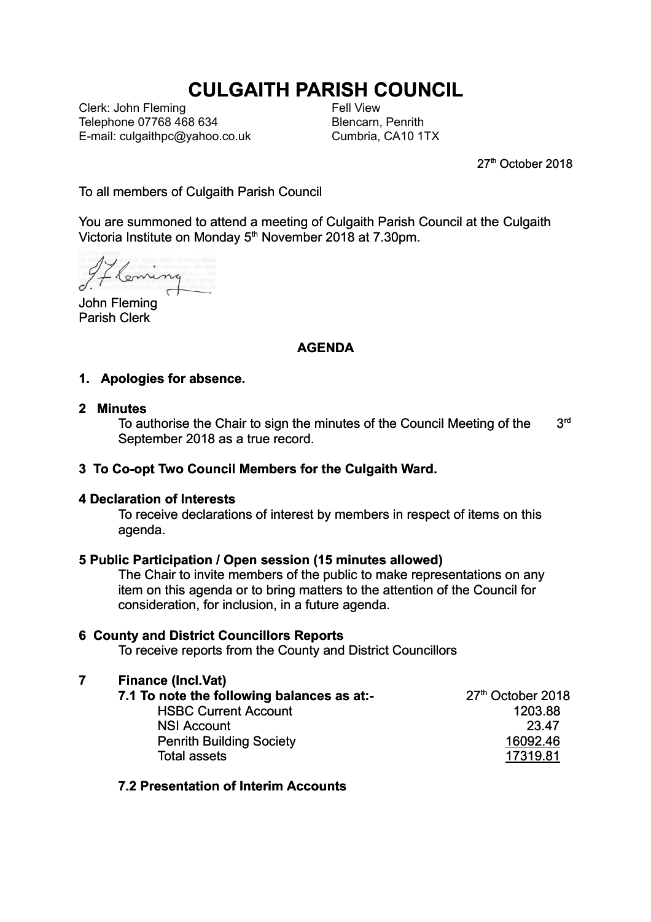# CULGAITH PARISH COUNCIL

Clerk: John Fleming
Telephone 07768 468 634
E-mail: culgaithpc@yahoo.co.uk

Fell View
Blencarn, Penrith
Cumbria, CA10 1TX

27th October 2018

To all members of Culgaith Parish Council

You are summoned to attend a meeting of Culgaith Parish Council at the Culgaith Victoria Institute on Monday 5th November 2018 at 7.30pm.

John Fleming
Parish Clerk

## AGENDA

**1. Apologies for absence.**

**2 Minutes**

To authorise the Chair to sign the minutes of the Council Meeting of the 3rd September 2018 as a true record.

**3 To Co-opt Two Council Members for the Culgaith Ward.**

**4 Declaration of Interests**

To receive declarations of interest by members in respect of items on this agenda.

**5 Public Participation / Open session (15 minutes allowed)**

The Chair to invite members of the public to make representations on any item on this agenda or to bring matters to the attention of the Council for consideration, for inclusion, in a future agenda.

**6 County and District Councillors Reports**

To receive reports from the County and District Councillors

**7 Finance (Incl.Vat)**

**7.1 To note the following balances as at:-**

| | 27th October 2018 |
|---|---|
| HSBC Current Account | 1203.88 |
| NSI Account | 23.47 |
| Penrith Building Society | 16092.46 |
| Total assets | 17319.81 |

**7.2 Presentation of Interim Accounts**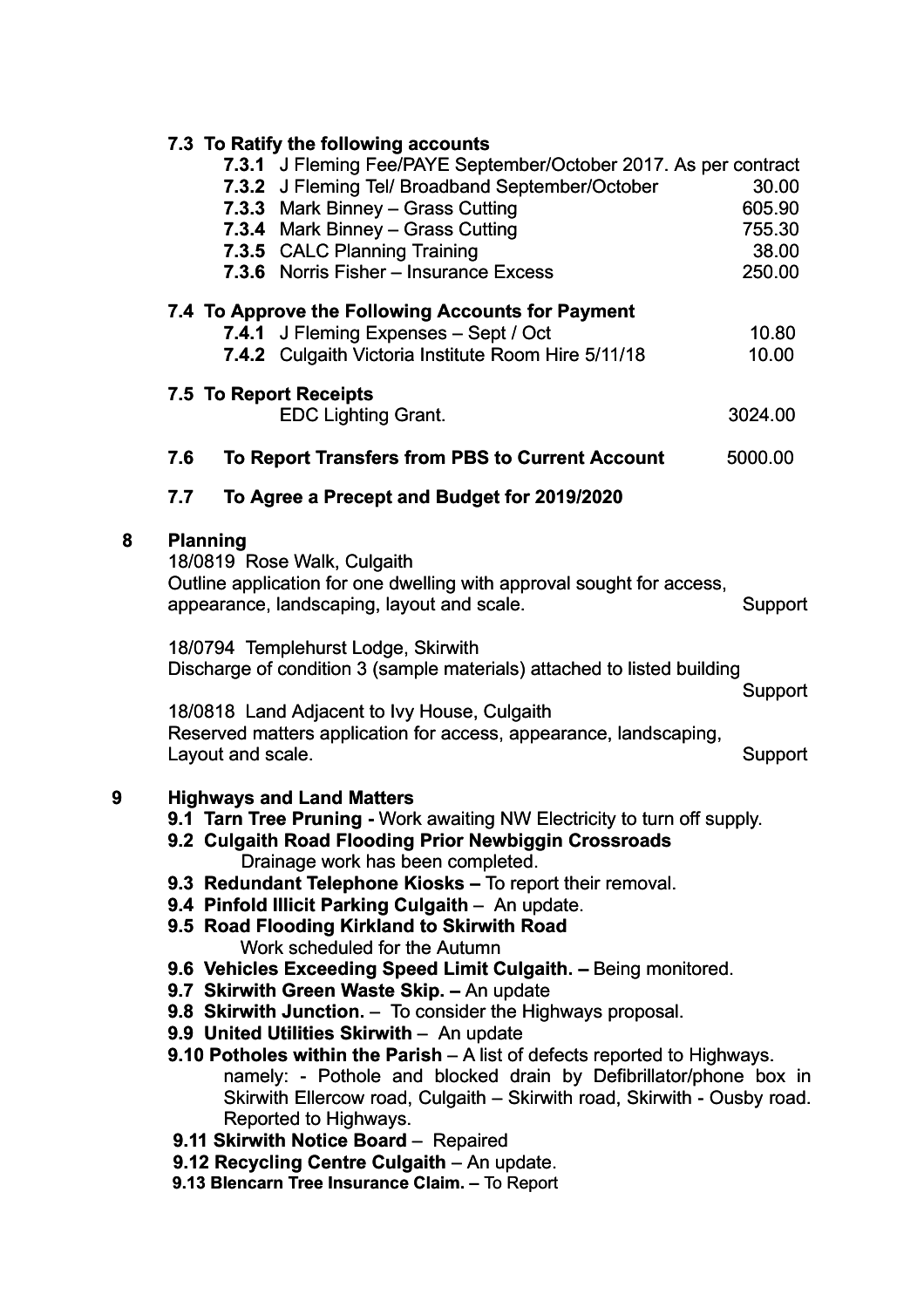**7.3 To Ratify the following accounts**

| | | |
|---|---|---|
| **7.3.1** | J Fleming Fee/PAYE September/October 2017. As per contract | |
| **7.3.2** | J Fleming Tel/ Broadband September/October | 30.00 |
| **7.3.3** | Mark Binney – Grass Cutting | 605.90 |
| **7.3.4** | Mark Binney – Grass Cutting | 755.30 |
| **7.3.5** | CALC Planning Training | 38.00 |
| **7.3.6** | Norris Fisher – Insurance Excess | 250.00 |

**7.4 To Approve the Following Accounts for Payment**

| | | |
|---|---|---|
| **7.4.1** | J Fleming Expenses – Sept / Oct | 10.80 |
| **7.4.2** | Culgaith Victoria Institute Room Hire 5/11/18 | 10.00 |

**7.5 To Report Receipts**

EDC Lighting Grant. 3024.00

**7.6 To Report Transfers from PBS to Current Account** 5000.00

**7.7 To Agree a Precept and Budget for 2019/2020**

## 8 Planning

18/0819 Rose Walk, Culgaith
Outline application for one dwelling with approval sought for access, appearance, landscaping, layout and scale. Support

18/0794 Templehurst Lodge, Skirwith
Discharge of condition 3 (sample materials) attached to listed building Support

18/0818 Land Adjacent to Ivy House, Culgaith
Reserved matters application for access, appearance, landscaping, Layout and scale. Support

## 9 Highways and Land Matters

**9.1 Tarn Tree Pruning -** Work awaiting NW Electricity to turn off supply.

**9.2 Culgaith Road Flooding Prior Newbiggin Crossroads**
Drainage work has been completed.

**9.3 Redundant Telephone Kiosks –** To report their removal.

**9.4 Pinfold Illicit Parking Culgaith** – An update.

**9.5 Road Flooding Kirkland to Skirwith Road**
Work scheduled for the Autumn

**9.6 Vehicles Exceeding Speed Limit Culgaith. –** Being monitored.

**9.7 Skirwith Green Waste Skip. –** An update

**9.8 Skirwith Junction.** – To consider the Highways proposal.

**9.9 United Utilities Skirwith** – An update

**9.10 Potholes within the Parish** – A list of defects reported to Highways.
namely: - Pothole and blocked drain by Defibrillator/phone box in Skirwith Ellercow road, Culgaith – Skirwith road, Skirwith - Ousby road. Reported to Highways.

**9.11 Skirwith Notice Board** – Repaired

**9.12 Recycling Centre Culgaith** – An update.

**9.13 Blencarn Tree Insurance Claim. –** To Report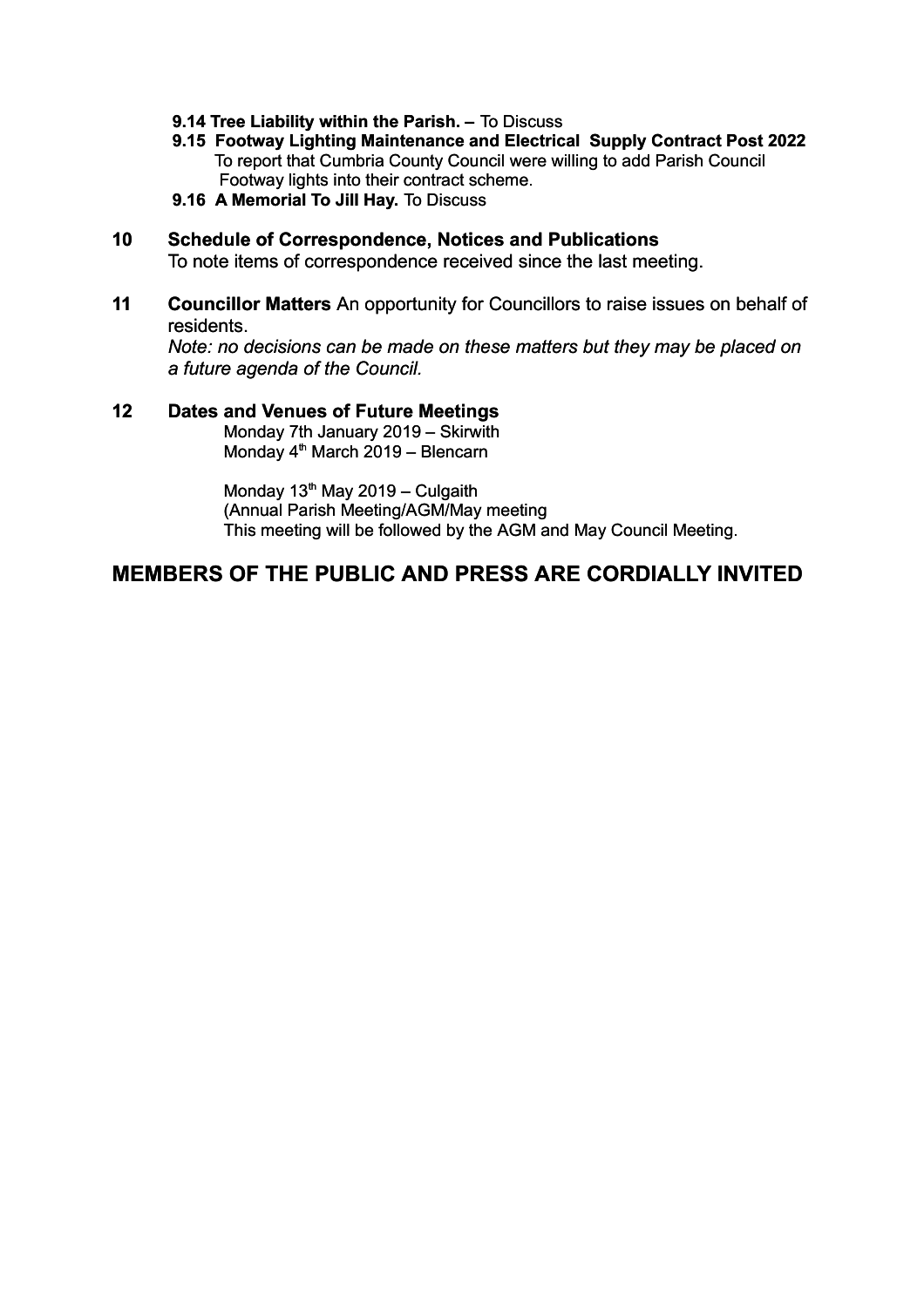**9.14 Tree Liability within the Parish. –** To Discuss

**9.15 Footway Lighting Maintenance and Electrical Supply Contract Post 2022**
To report that Cumbria County Council were willing to add Parish Council Footway lights into their contract scheme.

**9.16 A Memorial To Jill Hay.** To Discuss

**10 Schedule of Correspondence, Notices and Publications**
To note items of correspondence received since the last meeting.

**11 Councillor Matters** An opportunity for Councillors to raise issues on behalf of residents.
*Note: no decisions can be made on these matters but they may be placed on a future agenda of the Council.*

**12 Dates and Venues of Future Meetings**
Monday 7th January 2019 – Skirwith
Monday 4th March 2019 – Blencarn

Monday 13th May 2019 – Culgaith
(Annual Parish Meeting/AGM/May meeting
This meeting will be followed by the AGM and May Council Meeting.

## MEMBERS OF THE PUBLIC AND PRESS ARE CORDIALLY INVITED